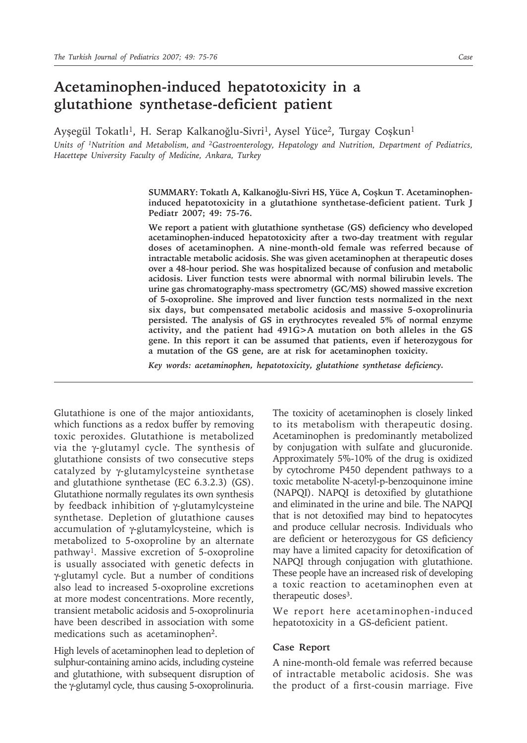# Acetaminophen-induced hepatotoxicity in a glutathione synthetase-deficient patient

Ayşegül Tokatlı[1], H. Serap Kalkanoğlu-Sivri[1], Aysel Yüce[2], Turgay Coşkun[1]

*Units of [1]Nutrition and Metabolism, and [2]Gastroenterology, Hepatology and Nutrition, Department of Pediatrics, Hacettepe University Faculty of Medicine, Ankara, Turkey*

**SUMMARY: Tokatlı A, Kalkanoğlu-Sivri HS, Yüce A, Coşkun T. Acetaminophen-induced hepatotoxicity in a glutathione synthetase-deficient patient. Turk J Pediatr 2007; 49: 75-76.**

**We report a patient with glutathione synthetase (GS) deficiency who developed acetaminophen-induced hepatotoxicity after a two-day treatment with regular doses of acetaminophen. A nine-month-old female was referred because of intractable metabolic acidosis. She was given acetaminophen at therapeutic doses over a 48-hour period. She was hospitalized because of confusion and metabolic acidosis. Liver function tests were abnormal with normal bilirubin levels. The urine gas chromatography-mass spectrometry (GC/MS) showed massive excretion of 5-oxoproline. She improved and liver function tests normalized in the next six days, but compensated metabolic acidosis and massive 5-oxoprolinuria persisted. The analysis of GS in erythrocytes revealed 5% of normal enzyme activity, and the patient had 491G>A mutation on both alleles in the GS gene. In this report it can be assumed that patients, even if heterozygous for a mutation of the GS gene, are at risk for acetaminophen toxicity.**

***Key words: acetaminophen, hepatotoxicity, glutathione synthetase deficiency.***

---

Glutathione is one of the major antioxidants, which functions as a redox buffer by removing toxic peroxides. Glutathione is metabolized via the γ-glutamyl cycle. The synthesis of glutathione consists of two consecutive steps catalyzed by γ-glutamylcysteine synthetase and glutathione synthetase (EC 6.3.2.3) (GS). Glutathione normally regulates its own synthesis by feedback inhibition of γ-glutamylcysteine synthetase. Depletion of glutathione causes accumulation of γ-glutamylcysteine, which is metabolized to 5-oxoproline by an alternate pathway[1]. Massive excretion of 5-oxoproline is usually associated with genetic defects in γ-glutamyl cycle. But a number of conditions also lead to increased 5-oxoproline excretions at more modest concentrations. More recently, transient metabolic acidosis and 5-oxoprolinuria have been described in association with some medications such as acetaminophen[2].

High levels of acetaminophen lead to depletion of sulphur-containing amino acids, including cysteine and glutathione, with subsequent disruption of the γ-glutamyl cycle, thus causing 5-oxoprolinuria. The toxicity of acetaminophen is closely linked to its metabolism with therapeutic dosing. Acetaminophen is predominantly metabolized by conjugation with sulfate and glucuronide. Approximately 5%-10% of the drug is oxidized by cytochrome P450 dependent pathways to a toxic metabolite N-acetyl-p-benzoquinone imine (NAPQI). NAPQI is detoxified by glutathione and eliminated in the urine and bile. The NAPQI that is not detoxified may bind to hepatocytes and produce cellular necrosis. Individuals who are deficient or heterozygous for GS deficiency may have a limited capacity for detoxification of NAPQI through conjugation with glutathione. These people have an increased risk of developing a toxic reaction to acetaminophen even at therapeutic doses[3].

We report here acetaminophen-induced hepatotoxicity in a GS-deficient patient.

## Case Report

A nine-month-old female was referred because of intractable metabolic acidosis. She was the product of a first-cousin marriage. Five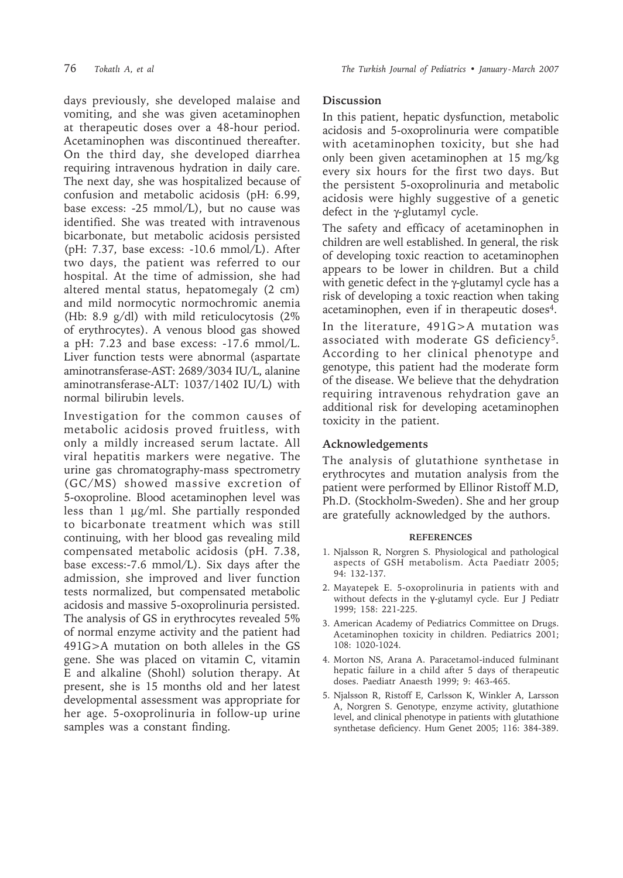days previously, she developed malaise and vomiting, and she was given acetaminophen at therapeutic doses over a 48-hour period. Acetaminophen was discontinued thereafter. On the third day, she developed diarrhea requiring intravenous hydration in daily care. The next day, she was hospitalized because of confusion and metabolic acidosis (pH: 6.99, base excess: -25 mmol/L), but no cause was identified. She was treated with intravenous bicarbonate, but metabolic acidosis persisted (pH: 7.37, base excess: -10.6 mmol/L). After two days, the patient was referred to our hospital. At the time of admission, she had altered mental status, hepatomegaly (2 cm) and mild normocytic normochromic anemia (Hb: 8.9 g/dl) with mild reticulocytosis (2% of erythrocytes). A venous blood gas showed a pH: 7.23 and base excess: -17.6 mmol/L. Liver function tests were abnormal (aspartate aminotransferase-AST: 2689/3034 IU/L, alanine aminotransferase-ALT: 1037/1402 IU/L) with normal bilirubin levels.

Investigation for the common causes of metabolic acidosis proved fruitless, with only a mildly increased serum lactate. All viral hepatitis markers were negative. The urine gas chromatography-mass spectrometry (GC/MS) showed massive excretion of 5-oxoproline. Blood acetaminophen level was less than 1 μg/ml. She partially responded to bicarbonate treatment which was still continuing, with her blood gas revealing mild compensated metabolic acidosis (pH. 7.38, base excess:-7.6 mmol/L). Six days after the admission, she improved and liver function tests normalized, but compensated metabolic acidosis and massive 5-oxoprolinuria persisted. The analysis of GS in erythrocytes revealed 5% of normal enzyme activity and the patient had 491G>A mutation on both alleles in the GS gene. She was placed on vitamin C, vitamin E and alkaline (Shohl) solution therapy. At present, she is 15 months old and her latest developmental assessment was appropriate for her age. 5-oxoprolinuria in follow-up urine samples was a constant finding.

## Discussion

In this patient, hepatic dysfunction, metabolic acidosis and 5-oxoprolinuria were compatible with acetaminophen toxicity, but she had only been given acetaminophen at 15 mg/kg every six hours for the first two days. But the persistent 5-oxoprolinuria and metabolic acidosis were highly suggestive of a genetic defect in the γ-glutamyl cycle.

The safety and efficacy of acetaminophen in children are well established. In general, the risk of developing toxic reaction to acetaminophen appears to be lower in children. But a child with genetic defect in the γ-glutamyl cycle has a risk of developing a toxic reaction when taking acetaminophen, even if in therapeutic doses[4].

In the literature, 491G>A mutation was associated with moderate GS deficiency[5]. According to her clinical phenotype and genotype, this patient had the moderate form of the disease. We believe that the dehydration requiring intravenous rehydration gave an additional risk for developing acetaminophen toxicity in the patient.

## Acknowledgements

The analysis of glutathione synthetase in erythrocytes and mutation analysis from the patient were performed by Ellinor Ristoff M.D, Ph.D. (Stockholm-Sweden). She and her group are gratefully acknowledged by the authors.

## REFERENCES

1. Njalsson R, Norgren S. Physiological and pathological aspects of GSH metabolism. Acta Paediatr 2005; 94: 132-137.
2. Mayatepek E. 5-oxoprolinuria in patients with and without defects in the γ-glutamyl cycle. Eur J Pediatr 1999; 158: 221-225.
3. American Academy of Pediatrics Committee on Drugs. Acetaminophen toxicity in children. Pediatrics 2001; 108: 1020-1024.
4. Morton NS, Arana A. Paracetamol-induced fulminant hepatic failure in a child after 5 days of therapeutic doses. Paediatr Anaesth 1999; 9: 463-465.
5. Njalsson R, Ristoff E, Carlsson K, Winkler A, Larsson A, Norgren S. Genotype, enzyme activity, glutathione level, and clinical phenotype in patients with glutathione synthetase deficiency. Hum Genet 2005; 116: 384-389.